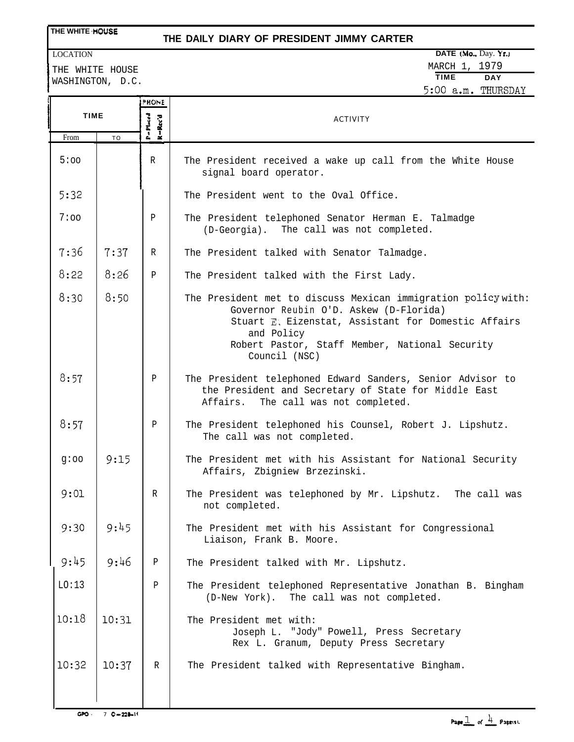THE WHITE HOUSE

# THE DAILY DIARY OF PRESIDENT JIMMY CARTER

LOCATION

THE WHITE HOUSE
WASHINGTON, D.C.

DATE (Mo., Day, Yr.)
MARCH 1, 1979

TIME: 5:00 a.m. DAY: THURSDAY

| TIME From | TIME To | PHONE P=Placed R=Rec'd | ACTIVITY |
|---|---|---|---|
| 5:00 | | R | The President received a wake up call from the White House signal board operator. |
| 5:32 | | | The President went to the Oval Office. |
| 7:00 | | P | The President telephoned Senator Herman E. Talmadge (D-Georgia). The call was not completed. |
| 7:36 | 7:37 | R | The President talked with Senator Talmadge. |
| 8:22 | 8:26 | P | The President talked with the First Lady. |
| 8:30 | 8:50 | | The President met to discuss Mexican immigration policy with: Governor Reubin O'D. Askew (D-Florida); Stuart E. Eizenstat, Assistant for Domestic Affairs and Policy; Robert Pastor, Staff Member, National Security Council (NSC) |
| 8:57 | | P | The President telephoned Edward Sanders, Senior Advisor to the President and Secretary of State for Middle East Affairs. The call was not completed. |
| 8:57 | | P | The President telephoned his Counsel, Robert J. Lipshutz. The call was not completed. |
| 9:00 | 9:15 | | The President met with his Assistant for National Security Affairs, Zbigniew Brzezinski. |
| 9:01 | | R | The President was telephoned by Mr. Lipshutz. The call was not completed. |
| 9:30 | 9:45 | | The President met with his Assistant for Congressional Liaison, Frank B. Moore. |
| 9:45 | 9:46 | P | The President talked with Mr. Lipshutz. |
| 10:13 | | P | The President telephoned Representative Jonathan B. Bingham (D-New York). The call was not completed. |
| 10:18 | 10:31 | | The President met with: Joseph L. "Jody" Powell, Press Secretary; Rex L. Granum, Deputy Press Secretary |
| 10:32 | 10:37 | R | The President talked with Representative Bingham. |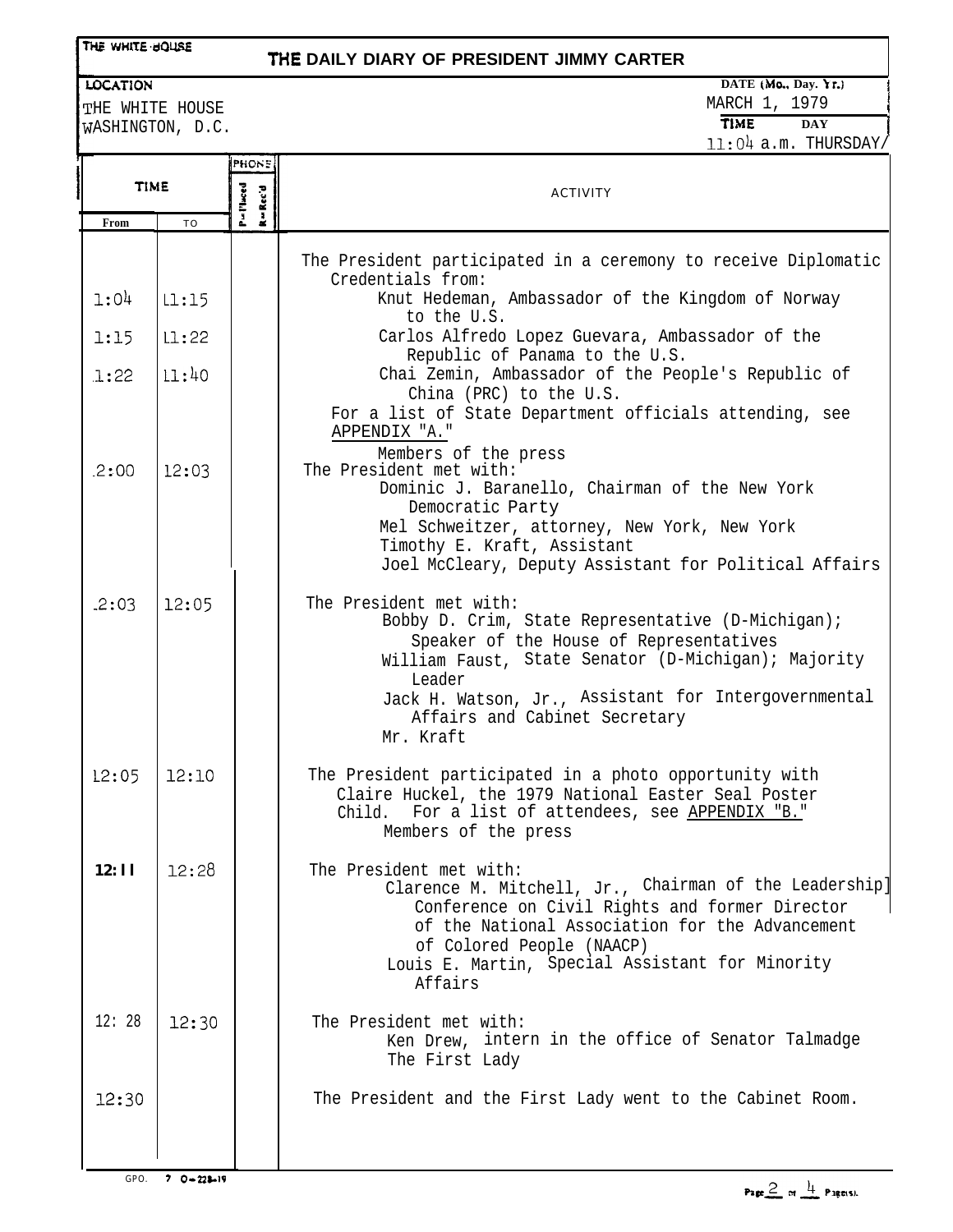THE WHITE HOUSE

# THE DAILY DIARY OF PRESIDENT JIMMY CARTER

**LOCATION**
THE WHITE HOUSE
WASHINGTON, D.C.

**DATE (Mo., Day, Yr.)** MARCH 1, 1979
**TIME** 11:04 a.m. **DAY** THURSDAY

| TIME From | TIME To | PHONE P=Placed | PHONE R=Rec'd | ACTIVITY |
|---|---|---|---|---|
| | | | | The President participated in a ceremony to receive Diplomatic Credentials from: |
| 11:04 | 11:15 | | | Knut Hedeman, Ambassador of the Kingdom of Norway to the U.S. |
| 11:15 | 11:22 | | | Carlos Alfredo Lopez Guevara, Ambassador of the Republic of Panama to the U.S. |
| 11:22 | 11:40 | | | Chai Zemin, Ambassador of the People's Republic of China (PRC) to the U.S. For a list of State Department officials attending, see APPENDIX "A." Members of the press |
| 12:00 | 12:03 | | | The President met with: Dominic J. Baranello, Chairman of the New York Democratic Party; Mel Schweitzer, attorney, New York, New York; Timothy E. Kraft, Assistant; Joel McCleary, Deputy Assistant for Political Affairs |
| 12:03 | 12:05 | | | The President met with: Bobby D. Crim, State Representative (D-Michigan); Speaker of the House of Representatives; William Faust, State Senator (D-Michigan); Majority Leader; Jack H. Watson, Jr., Assistant for Intergovernmental Affairs and Cabinet Secretary; Mr. Kraft |
| 12:05 | 12:10 | | | The President participated in a photo opportunity with Claire Huckel, the 1979 National Easter Seal Poster Child. For a list of attendees, see APPENDIX "B." Members of the press |
| 12:11 | 12:28 | | | The President met with: Clarence M. Mitchell, Jr., Chairman of the Leadership Conference on Civil Rights and former Director of the National Association for the Advancement of Colored People (NAACP); Louis E. Martin, Special Assistant for Minority Affairs |
| 12:28 | 12:30 | | | The President met with: Ken Drew, intern in the office of Senator Talmadge; The First Lady |
| 12:30 | | | | The President and the First Lady went to the Cabinet Room. |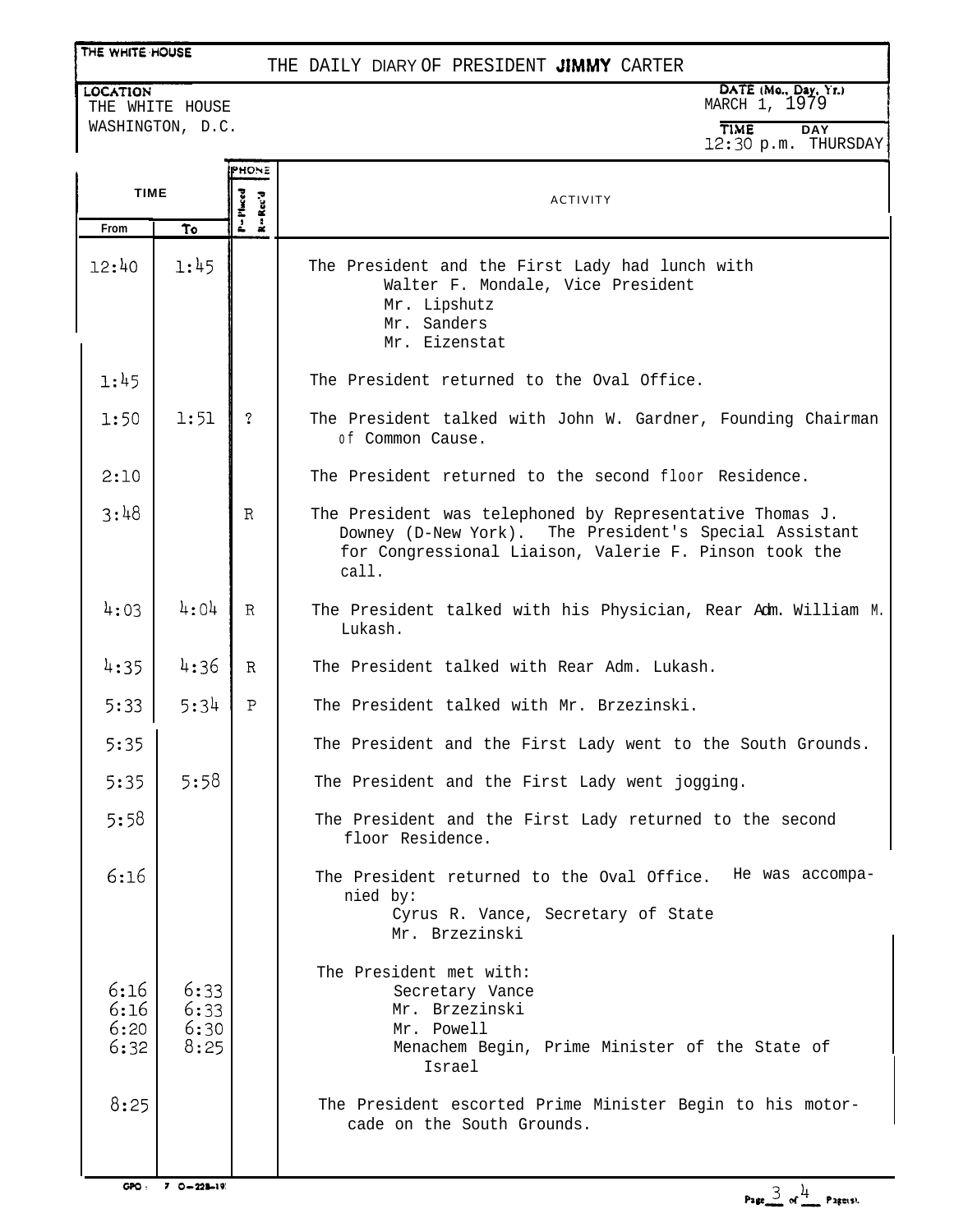THE WHITE HOUSE

# THE DAILY DIARY OF PRESIDENT JIMMY CARTER

| LOCATION | DATE (Mo., Day, Yr.) |
|---|---|
| THE WHITE HOUSE WASHINGTON, D.C. | MARCH 1, 1979 |
| | TIME: 12:30 p.m. DAY: THURSDAY |

| TIME From | TIME To | PHONE P=Placed R=Rec'd | ACTIVITY |
|---|---|---|---|
| 12:40 | 1:45 | | The President and the First Lady had lunch with<br>Walter F. Mondale, Vice President<br>Mr. Lipshutz<br>Mr. Sanders<br>Mr. Eizenstat |
| 1:45 | | | The President returned to the Oval Office. |
| 1:50 | 1:51 | ? | The President talked with John W. Gardner, Founding Chairman of Common Cause. |
| 2:10 | | | The President returned to the second floor Residence. |
| 3:48 | | R | The President was telephoned by Representative Thomas J. Downey (D-New York). The President's Special Assistant for Congressional Liaison, Valerie F. Pinson took the call. |
| 4:03 | 4:04 | R | The President talked with his Physician, Rear Adm. William M. Lukash. |
| 4:35 | 4:36 | R | The President talked with Rear Adm. Lukash. |
| 5:33 | 5:34 | P | The President talked with Mr. Brzezinski. |
| 5:35 | | | The President and the First Lady went to the South Grounds. |
| 5:35 | 5:58 | | The President and the First Lady went jogging. |
| 5:58 | | | The President and the First Lady returned to the second floor Residence. |
| 6:16 | | | The President returned to the Oval Office. He was accompanied by:<br>Cyrus R. Vance, Secretary of State<br>Mr. Brzezinski |
| | | | The President met with: |
| 6:16 | 6:33 | | Secretary Vance |
| 6:16 | 6:33 | | Mr. Brzezinski |
| 6:20 | 6:30 | | Mr. Powell |
| 6:32 | 8:25 | | Menachem Begin, Prime Minister of the State of Israel |
| 8:25 | | | The President escorted Prime Minister Begin to his motorcade on the South Grounds. |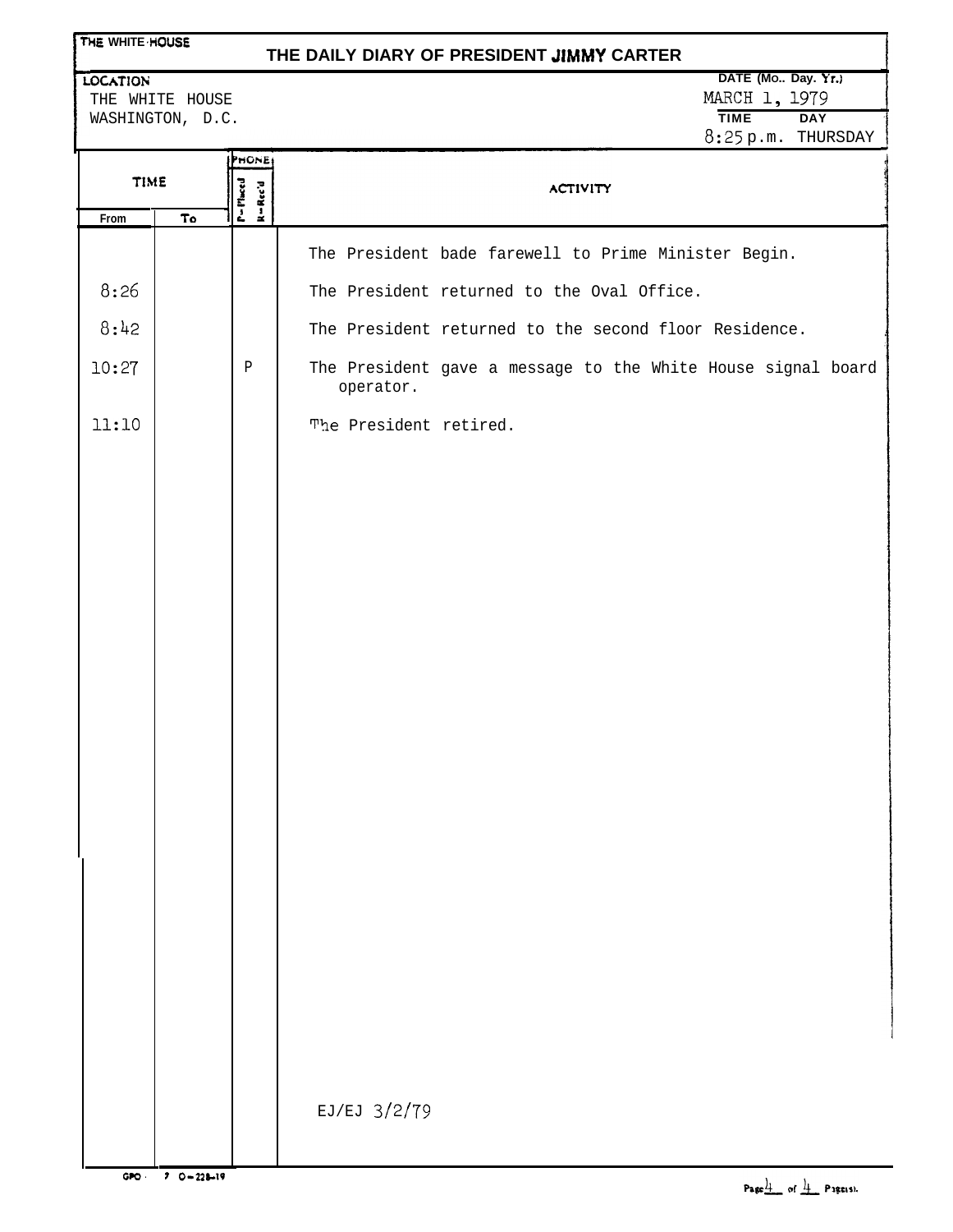THE WHITE HOUSE

# THE DAILY DIARY OF PRESIDENT JIMMY CARTER

LOCATION
THE WHITE HOUSE
WASHINGTON, D.C.

DATE (Mo., Day, Yr.)
MARCH 1, 1979

TIME: 8:25 p.m.
DAY: THURSDAY

| TIME From | TIME To | PHONE P=Placed | PHONE R=Rec'd | ACTIVITY |
|---|---|---|---|---|
| | | | | The President bade farewell to Prime Minister Begin. |
| 8:26 | | | | The President returned to the Oval Office. |
| 8:42 | | | | The President returned to the second floor Residence. |
| 10:27 | | P | | The President gave a message to the White House signal board operator. |
| 11:10 | | | | The President retired. |

EJ/EJ 3/2/79

GPO : 7 O-228-19